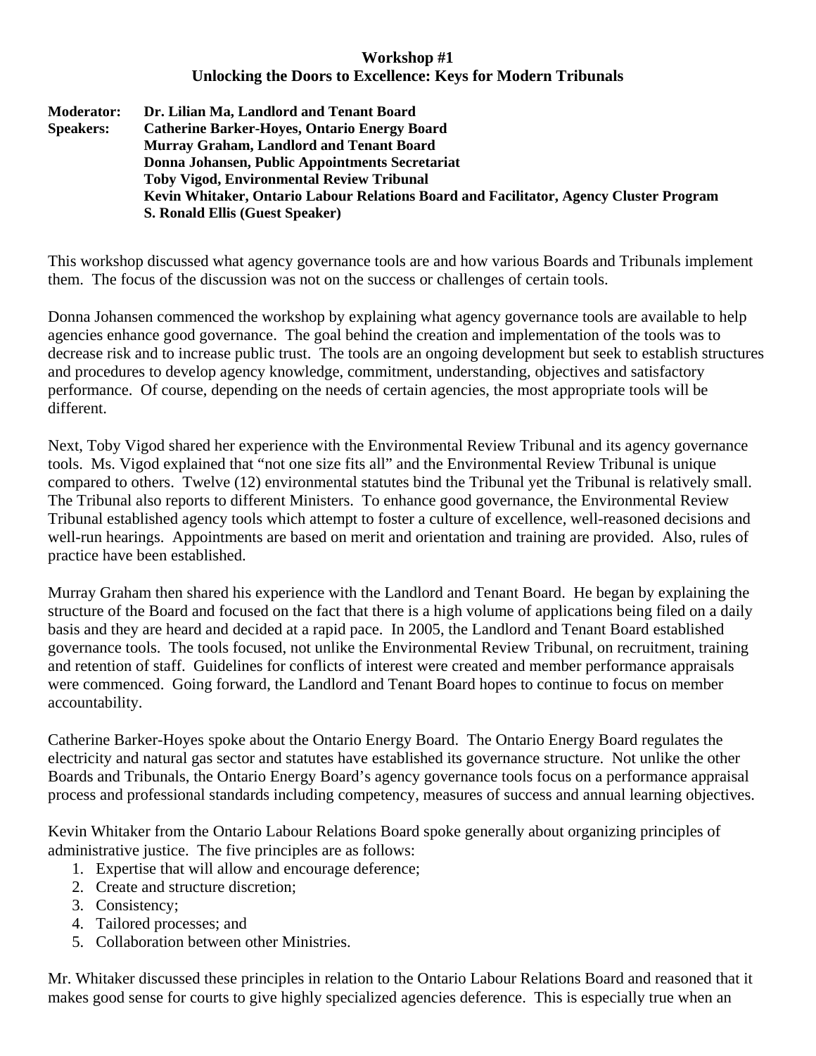**Workshop #1**
**Unlocking the Doors to Excellence: Keys for Modern Tribunals**

**Moderator:** **Dr. Lilian Ma, Landlord and Tenant Board**
**Speakers:** **Catherine Barker-Hoyes, Ontario Energy Board**
**Murray Graham, Landlord and Tenant Board**
**Donna Johansen, Public Appointments Secretariat**
**Toby Vigod, Environmental Review Tribunal**
**Kevin Whitaker, Ontario Labour Relations Board and Facilitator, Agency Cluster Program**
**S. Ronald Ellis (Guest Speaker)**

This workshop discussed what agency governance tools are and how various Boards and Tribunals implement them. The focus of the discussion was not on the success or challenges of certain tools.

Donna Johansen commenced the workshop by explaining what agency governance tools are available to help agencies enhance good governance. The goal behind the creation and implementation of the tools was to decrease risk and to increase public trust. The tools are an ongoing development but seek to establish structures and procedures to develop agency knowledge, commitment, understanding, objectives and satisfactory performance. Of course, depending on the needs of certain agencies, the most appropriate tools will be different.

Next, Toby Vigod shared her experience with the Environmental Review Tribunal and its agency governance tools. Ms. Vigod explained that "not one size fits all" and the Environmental Review Tribunal is unique compared to others. Twelve (12) environmental statutes bind the Tribunal yet the Tribunal is relatively small. The Tribunal also reports to different Ministers. To enhance good governance, the Environmental Review Tribunal established agency tools which attempt to foster a culture of excellence, well-reasoned decisions and well-run hearings. Appointments are based on merit and orientation and training are provided. Also, rules of practice have been established.

Murray Graham then shared his experience with the Landlord and Tenant Board. He began by explaining the structure of the Board and focused on the fact that there is a high volume of applications being filed on a daily basis and they are heard and decided at a rapid pace. In 2005, the Landlord and Tenant Board established governance tools. The tools focused, not unlike the Environmental Review Tribunal, on recruitment, training and retention of staff. Guidelines for conflicts of interest were created and member performance appraisals were commenced. Going forward, the Landlord and Tenant Board hopes to continue to focus on member accountability.

Catherine Barker-Hoyes spoke about the Ontario Energy Board. The Ontario Energy Board regulates the electricity and natural gas sector and statutes have established its governance structure. Not unlike the other Boards and Tribunals, the Ontario Energy Board's agency governance tools focus on a performance appraisal process and professional standards including competency, measures of success and annual learning objectives.

Kevin Whitaker from the Ontario Labour Relations Board spoke generally about organizing principles of administrative justice. The five principles are as follows:

1. Expertise that will allow and encourage deference;
2. Create and structure discretion;
3. Consistency;
4. Tailored processes; and
5. Collaboration between other Ministries.

Mr. Whitaker discussed these principles in relation to the Ontario Labour Relations Board and reasoned that it makes good sense for courts to give highly specialized agencies deference. This is especially true when an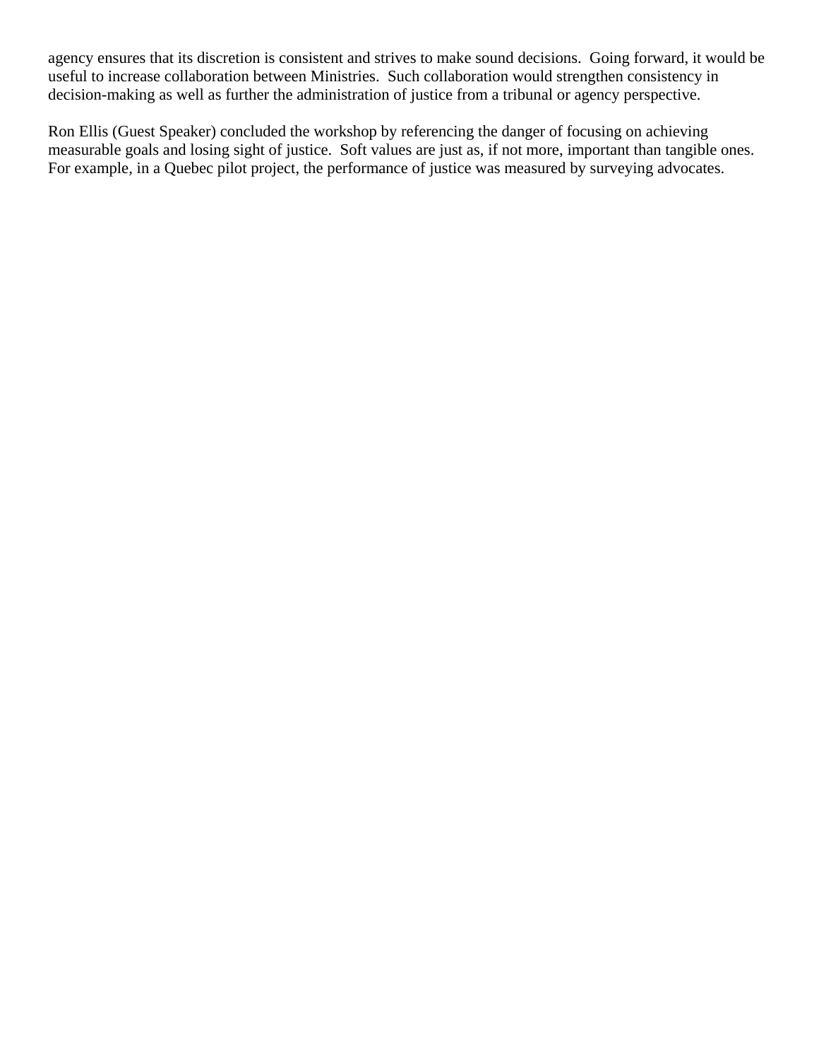agency ensures that its discretion is consistent and strives to make sound decisions. Going forward, it would be useful to increase collaboration between Ministries. Such collaboration would strengthen consistency in decision-making as well as further the administration of justice from a tribunal or agency perspective.

Ron Ellis (Guest Speaker) concluded the workshop by referencing the danger of focusing on achieving measurable goals and losing sight of justice. Soft values are just as, if not more, important than tangible ones. For example, in a Quebec pilot project, the performance of justice was measured by surveying advocates.